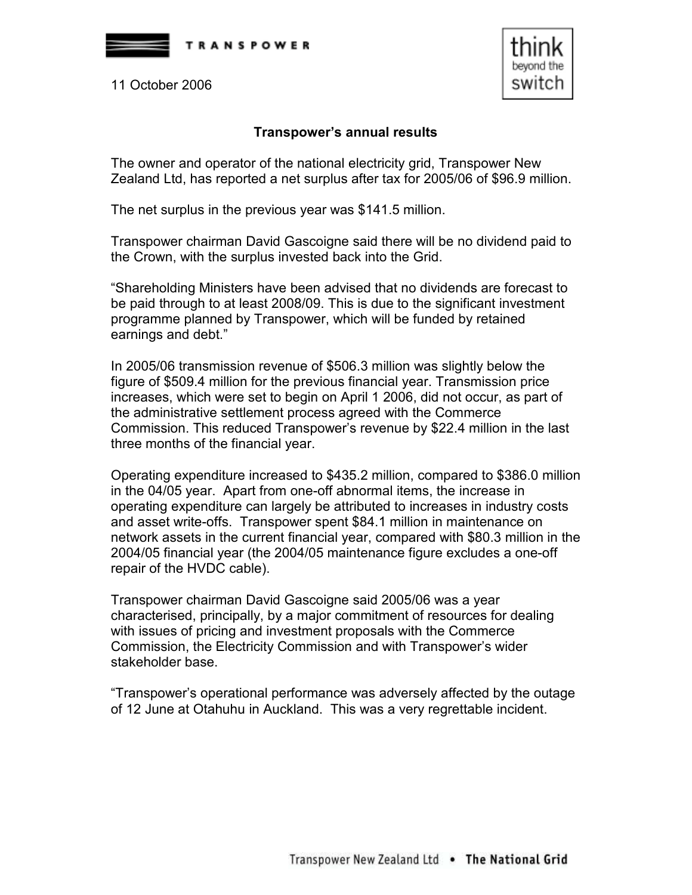TRANSPOWER

think beyond the switch

11 October 2006

## Transpower's annual results

The owner and operator of the national electricity grid, Transpower New Zealand Ltd, has reported a net surplus after tax for 2005/06 of $96.9 million.

The net surplus in the previous year was $141.5 million.

Transpower chairman David Gascoigne said there will be no dividend paid to the Crown, with the surplus invested back into the Grid.

"Shareholding Ministers have been advised that no dividends are forecast to be paid through to at least 2008/09. This is due to the significant investment programme planned by Transpower, which will be funded by retained earnings and debt."

In 2005/06 transmission revenue of $506.3 million was slightly below the figure of $509.4 million for the previous financial year. Transmission price increases, which were set to begin on April 1 2006, did not occur, as part of the administrative settlement process agreed with the Commerce Commission. This reduced Transpower's revenue by $22.4 million in the last three months of the financial year.

Operating expenditure increased to $435.2 million, compared to $386.0 million in the 04/05 year. Apart from one-off abnormal items, the increase in operating expenditure can largely be attributed to increases in industry costs and asset write-offs. Transpower spent $84.1 million in maintenance on network assets in the current financial year, compared with $80.3 million in the 2004/05 financial year (the 2004/05 maintenance figure excludes a one-off repair of the HVDC cable).

Transpower chairman David Gascoigne said 2005/06 was a year characterised, principally, by a major commitment of resources for dealing with issues of pricing and investment proposals with the Commerce Commission, the Electricity Commission and with Transpower's wider stakeholder base.

"Transpower's operational performance was adversely affected by the outage of 12 June at Otahuhu in Auckland. This was a very regrettable incident.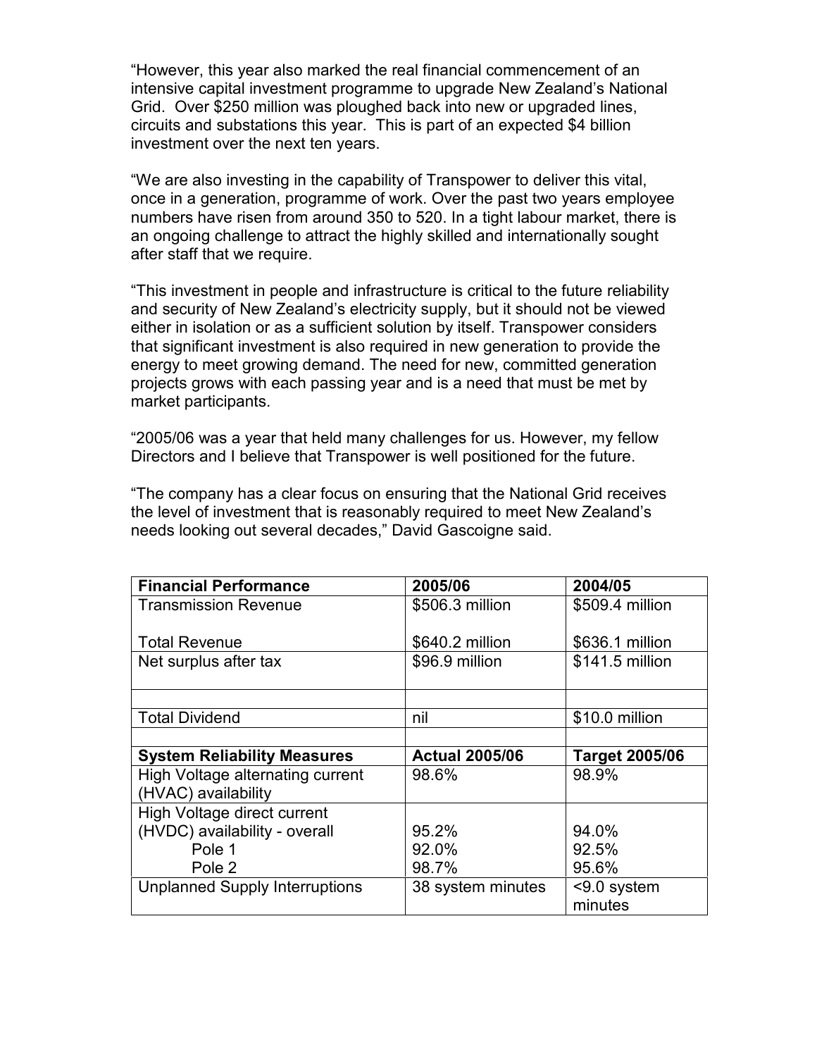“However, this year also marked the real financial commencement of an intensive capital investment programme to upgrade New Zealand’s National Grid. Over $250 million was ploughed back into new or upgraded lines, circuits and substations this year. This is part of an expected $4 billion investment over the next ten years.

“We are also investing in the capability of Transpower to deliver this vital, once in a generation, programme of work. Over the past two years employee numbers have risen from around 350 to 520. In a tight labour market, there is an ongoing challenge to attract the highly skilled and internationally sought after staff that we require.

“This investment in people and infrastructure is critical to the future reliability and security of New Zealand’s electricity supply, but it should not be viewed either in isolation or as a sufficient solution by itself. Transpower considers that significant investment is also required in new generation to provide the energy to meet growing demand. The need for new, committed generation projects grows with each passing year and is a need that must be met by market participants.

“2005/06 was a year that held many challenges for us. However, my fellow Directors and I believe that Transpower is well positioned for the future.

“The company has a clear focus on ensuring that the National Grid receives the level of investment that is reasonably required to meet New Zealand’s needs looking out several decades,” David Gascoigne said.

| **Financial Performance** | **2005/06** | **2004/05** |
|---|---|---|
| Transmission Revenue<br><br>Total Revenue | $506.3 million<br><br>$640.2 million | $509.4 million<br><br>$636.1 million |
| Net surplus after tax | $96.9 million | $141.5 million |
| | | |
| Total Dividend | nil | $10.0 million |
| | | |
| **System Reliability Measures** | **Actual 2005/06** | **Target 2005/06** |
| High Voltage alternating current (HVAC) availability | 98.6% | 98.9% |
| High Voltage direct current (HVDC) availability - overall<br>Pole 1<br>Pole 2 | 95.2%<br>92.0%<br>98.7% | 94.0%<br>92.5%<br>95.6% |
| Unplanned Supply Interruptions | 38 system minutes | <9.0 system minutes |